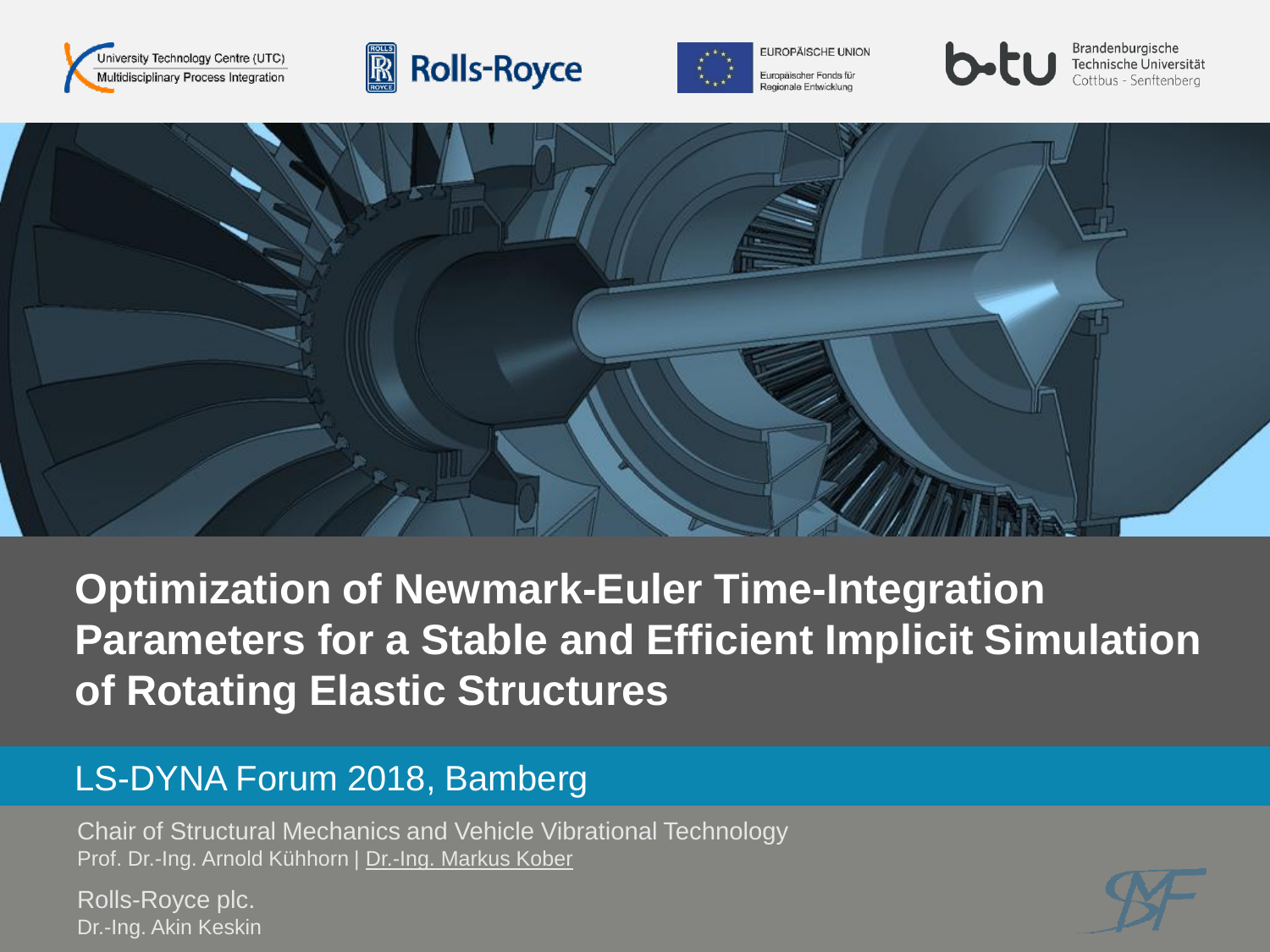University Technology Centre (UTC)
Multidisciplinary Process Integration

Rolls-Royce

EUROPÄISCHE UNION
Europäischer Fonds für Regionale Entwicklung

Brandenburgische Technische Universität Cottbus - Senftenberg

# Optimization of Newmark-Euler Time-Integration Parameters for a Stable and Efficient Implicit Simulation of Rotating Elastic Structures

## LS-DYNA Forum 2018, Bamberg

Chair of Structural Mechanics and Vehicle Vibrational Technology
Prof. Dr.-Ing. Arnold Kühhorn | Dr.-Ing. Markus Kober

Rolls-Royce plc.
Dr.-Ing. Akin Keskin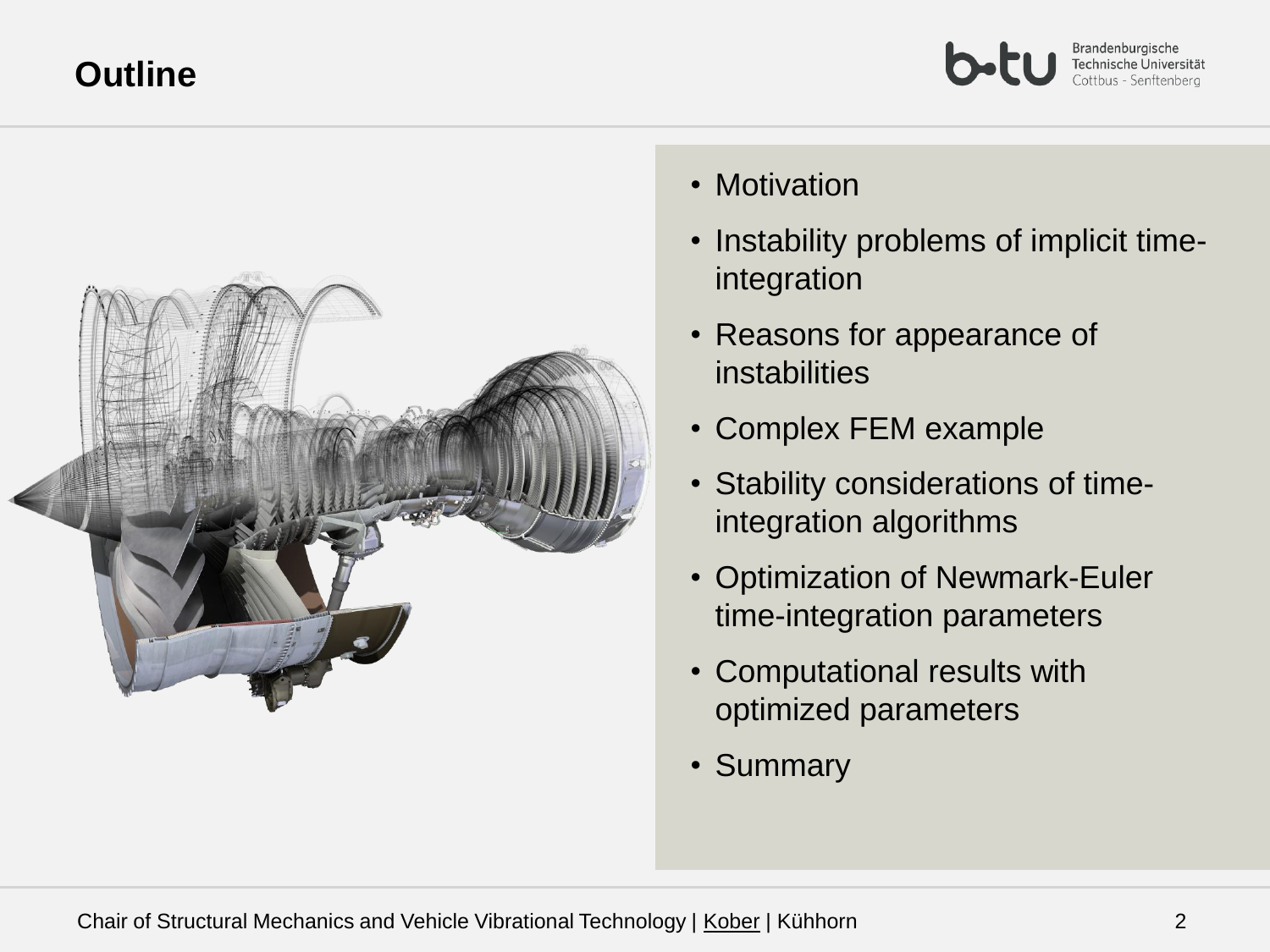# Outline

- Motivation
- Instability problems of implicit time-integration
- Reasons for appearance of instabilities
- Complex FEM example
- Stability considerations of time-integration algorithms
- Optimization of Newmark-Euler time-integration parameters
- Computational results with optimized parameters
- Summary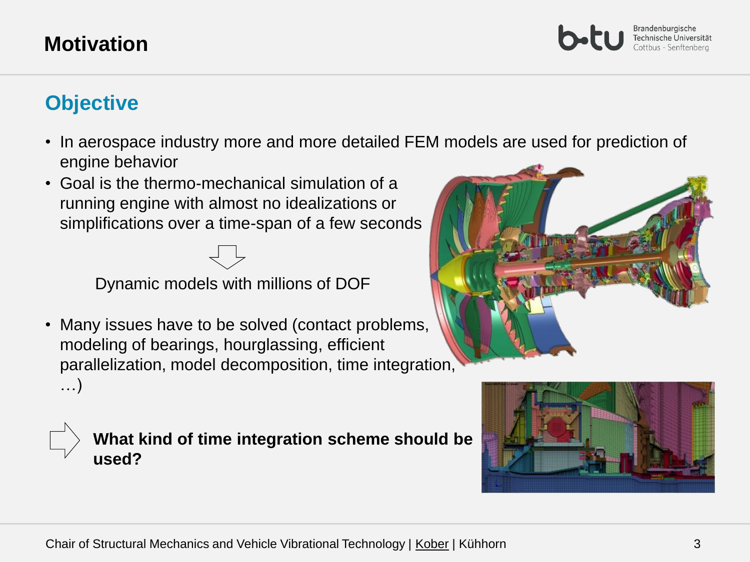# Motivation

## Objective

- In aerospace industry more and more detailed FEM models are used for prediction of engine behavior
- Goal is the thermo-mechanical simulation of a running engine with almost no idealizations or simplifications over a time-span of a few seconds

⇩

Dynamic models with millions of DOF

- Many issues have to be solved (contact problems, modeling of bearings, hourglassing, efficient parallelization, model decomposition, time integration, …)

⇨ **What kind of time integration scheme should be used?**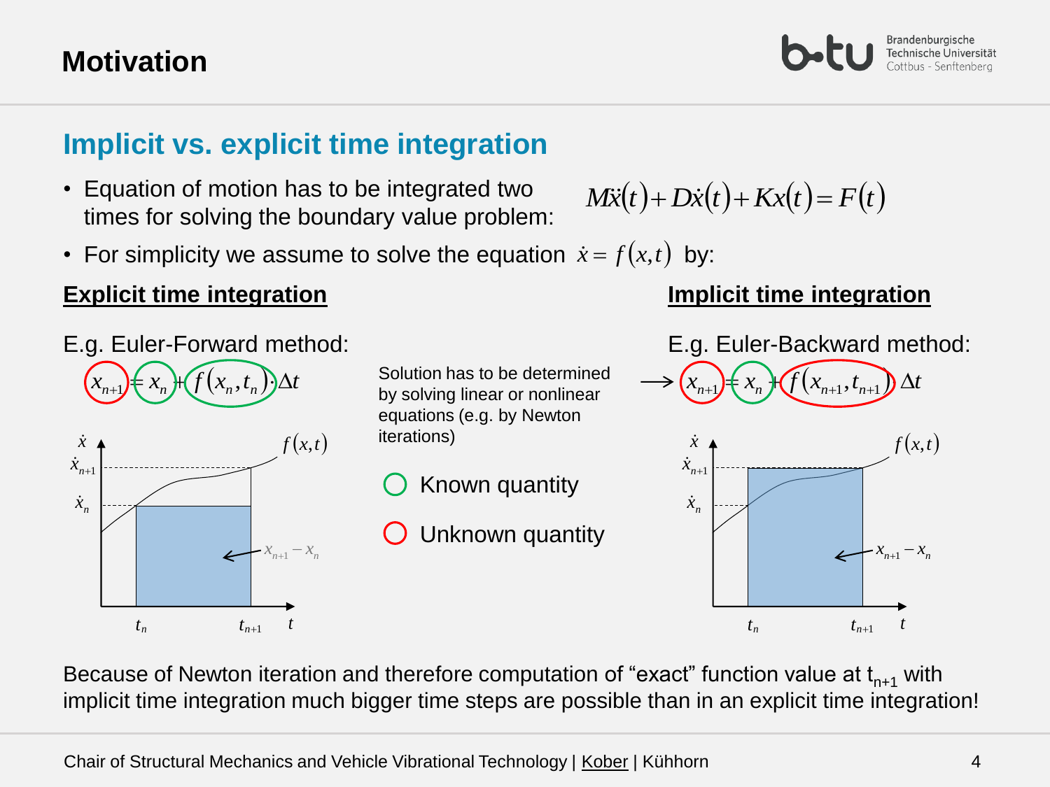# Motivation

## Implicit vs. explicit time integration

- Equation of motion has to be integrated two times for solving the boundary value problem: $M\ddot{x}(t) + D\dot{x}(t) + Kx(t) = F(t)$
- For simplicity we assume to solve the equation $\dot{x} = f(x,t)$ by:

**Explicit time integration**

E.g. Euler-Forward method:

$$x_{n+1} = x_n + f(x_n, t_n) \cdot \Delta t$$

**Implicit time integration**

E.g. Euler-Backward method:

Solution has to be determined by solving linear or nonlinear equations (e.g. by Newton iterations) $\longrightarrow$

$$x_{n+1} = x_n + f(x_{n+1}, t_{n+1}) \Delta t$$

○ Known quantity (green)

○ Unknown quantity (red)

Because of Newton iteration and therefore computation of "exact" function value at $t_{n+1}$ with implicit time integration much bigger time steps are possible than in an explicit time integration!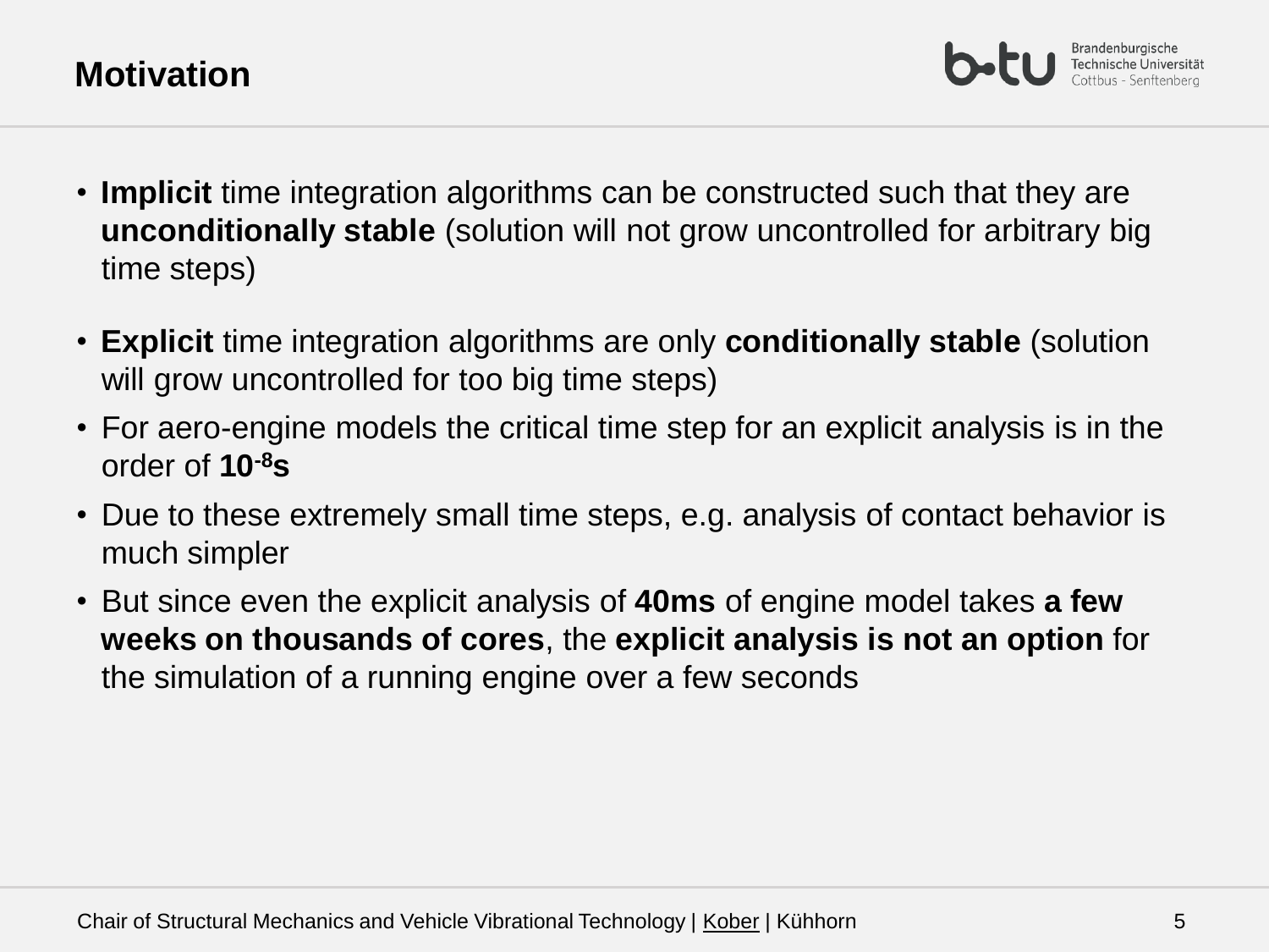# Motivation

- **Implicit** time integration algorithms can be constructed such that they are **unconditionally stable** (solution will not grow uncontrolled for arbitrary big time steps)

- **Explicit** time integration algorithms are only **conditionally stable** (solution will grow uncontrolled for too big time steps)
- For aero-engine models the critical time step for an explicit analysis is in the order of $\mathbf{10^{-8}s}$
- Due to these extremely small time steps, e.g. analysis of contact behavior is much simpler
- But since even the explicit analysis of **40ms** of engine model takes **a few weeks on thousands of cores**, the **explicit analysis is not an option** for the simulation of a running engine over a few seconds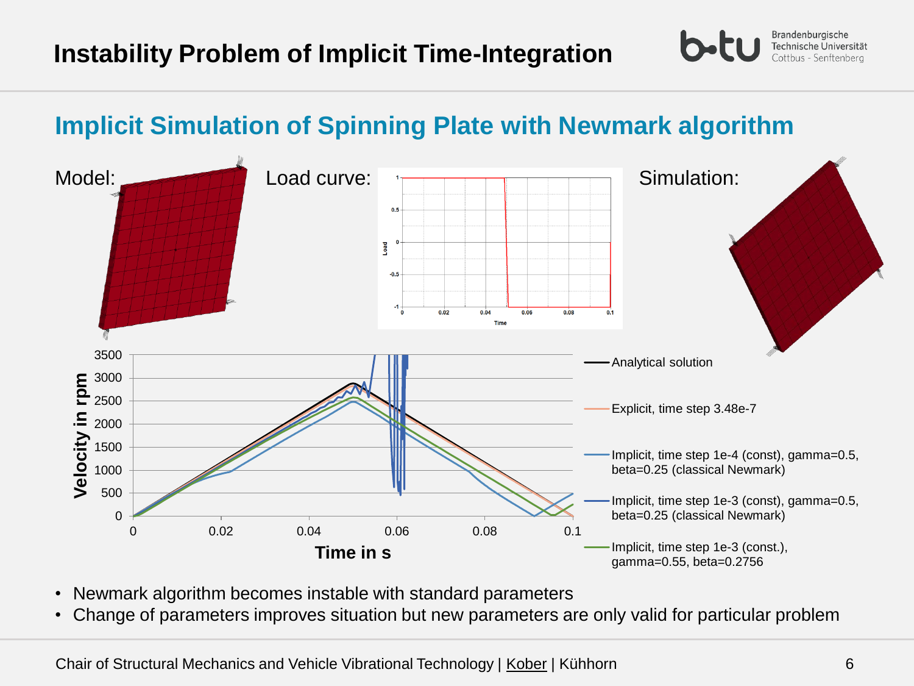# Instability Problem of Implicit Time-Integration

## Implicit Simulation of Spinning Plate with Newmark algorithm

Model:

Load curve:

Simulation:

- Analytical solution
- Explicit, time step 3.48e-7
- Implicit, time step 1e-4 (const), gamma=0.5, beta=0.25 (classical Newmark)
- Implicit, time step 1e-3 (const), gamma=0.5, beta=0.25 (classical Newmark)
- Implicit, time step 1e-3 (const.), gamma=0.55, beta=0.2756

- Newmark algorithm becomes instable with standard parameters
- Change of parameters improves situation but new parameters are only valid for particular problem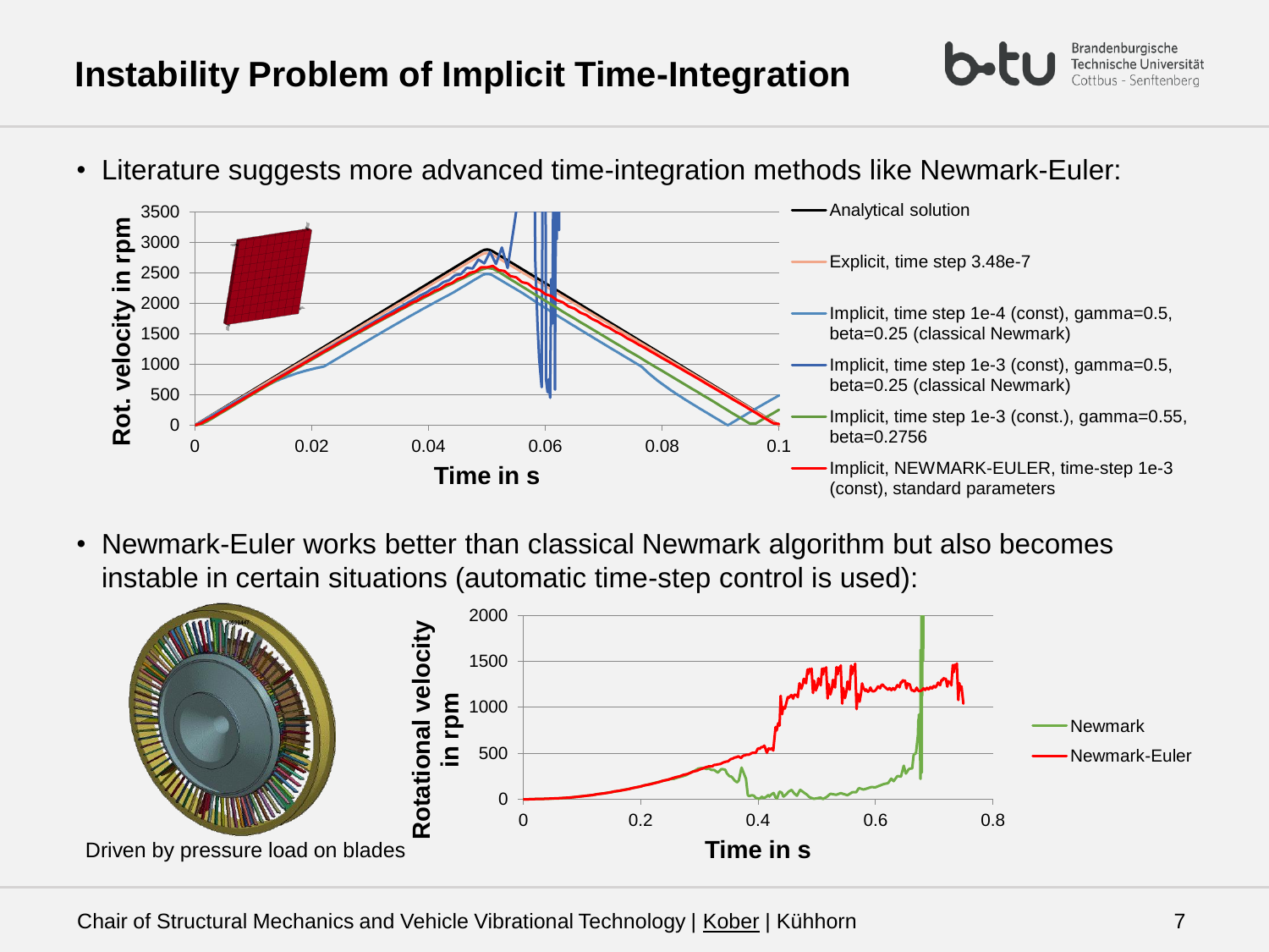# Instability Problem of Implicit Time-Integration

- Literature suggests more advanced time-integration methods like Newmark-Euler:

Rot. velocity in rpm (0–3500) vs. Time in s (0–0.1)

- Analytical solution
- Explicit, time step 3.48e-7
- Implicit, time step 1e-4 (const), gamma=0.5, beta=0.25 (classical Newmark)
- Implicit, time step 1e-3 (const), gamma=0.5, beta=0.25 (classical Newmark)
- Implicit, time step 1e-3 (const.), gamma=0.55, beta=0.2756
- Implicit, NEWMARK-EULER, time-step 1e-3 (const), standard parameters

- Newmark-Euler works better than classical Newmark algorithm but also becomes instable in certain situations (automatic time-step control is used):

Driven by pressure load on blades

Rotational velocity in rpm (0–2000) vs. Time in s (0–0.8)

- Newmark
- Newmark-Euler

Chair of Structural Mechanics and Vehicle Vibrational Technology | Kober | Kühhorn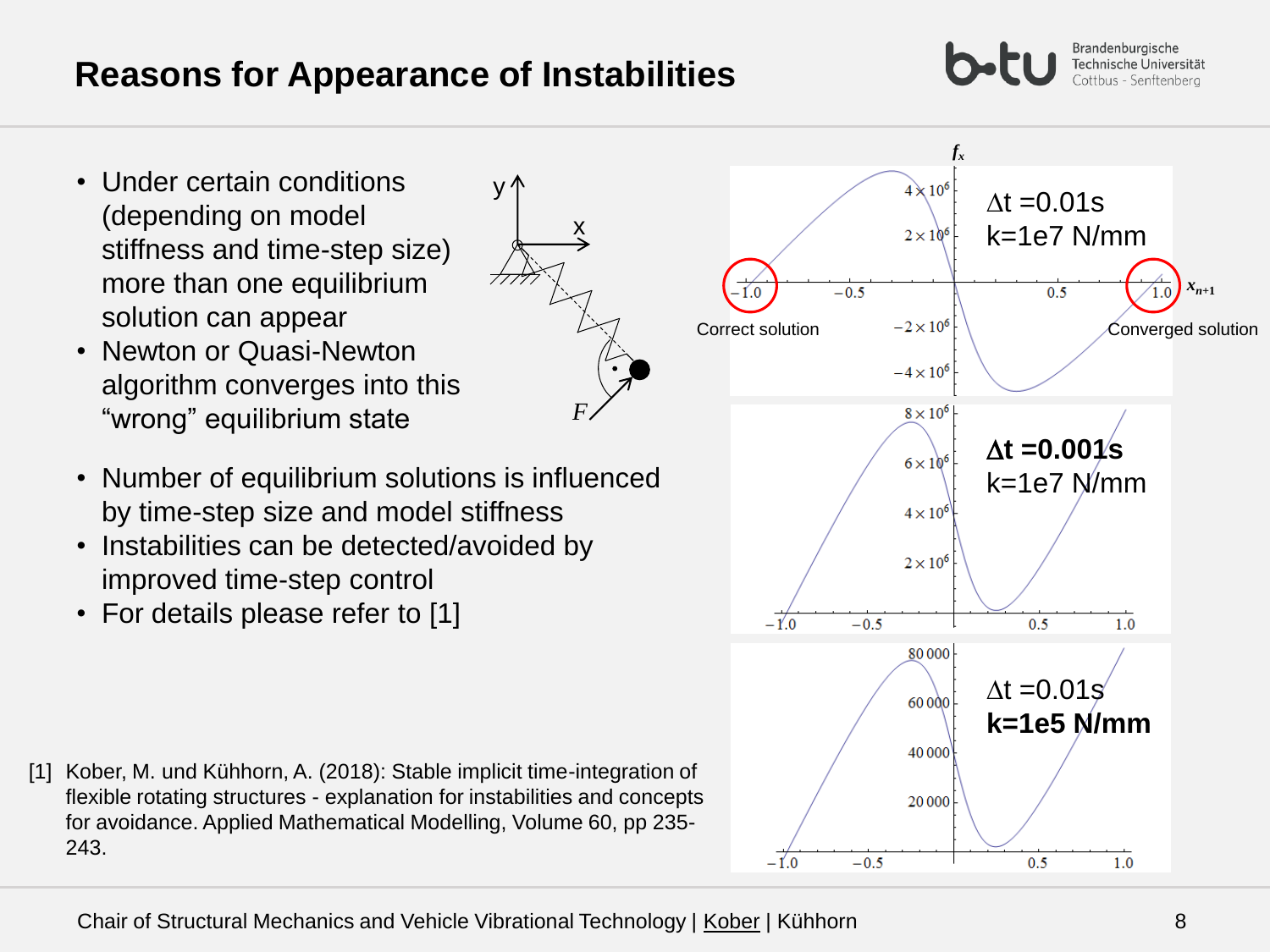# Reasons for Appearance of Instabilities

- Under certain conditions (depending on model stiffness and time-step size) more than one equilibrium solution can appear
- Newton or Quasi-Newton algorithm converges into this “wrong” equilibrium state

- Number of equilibrium solutions is influenced by time-step size and model stiffness
- Instabilities can be detected/avoided by improved time-step control
- For details please refer to [1]

$\Delta t = 0.01s$, $k = 1e7$ N/mm — Correct solution / Converged solution

**$\Delta t = 0.001s$**, $k = 1e7$ N/mm

$\Delta t = 0.01s$, **$k = 1e5$ N/mm**

[1] Kober, M. und Kühhorn, A. (2018): Stable implicit time-integration of flexible rotating structures - explanation for instabilities and concepts for avoidance. Applied Mathematical Modelling, Volume 60, pp 235-243.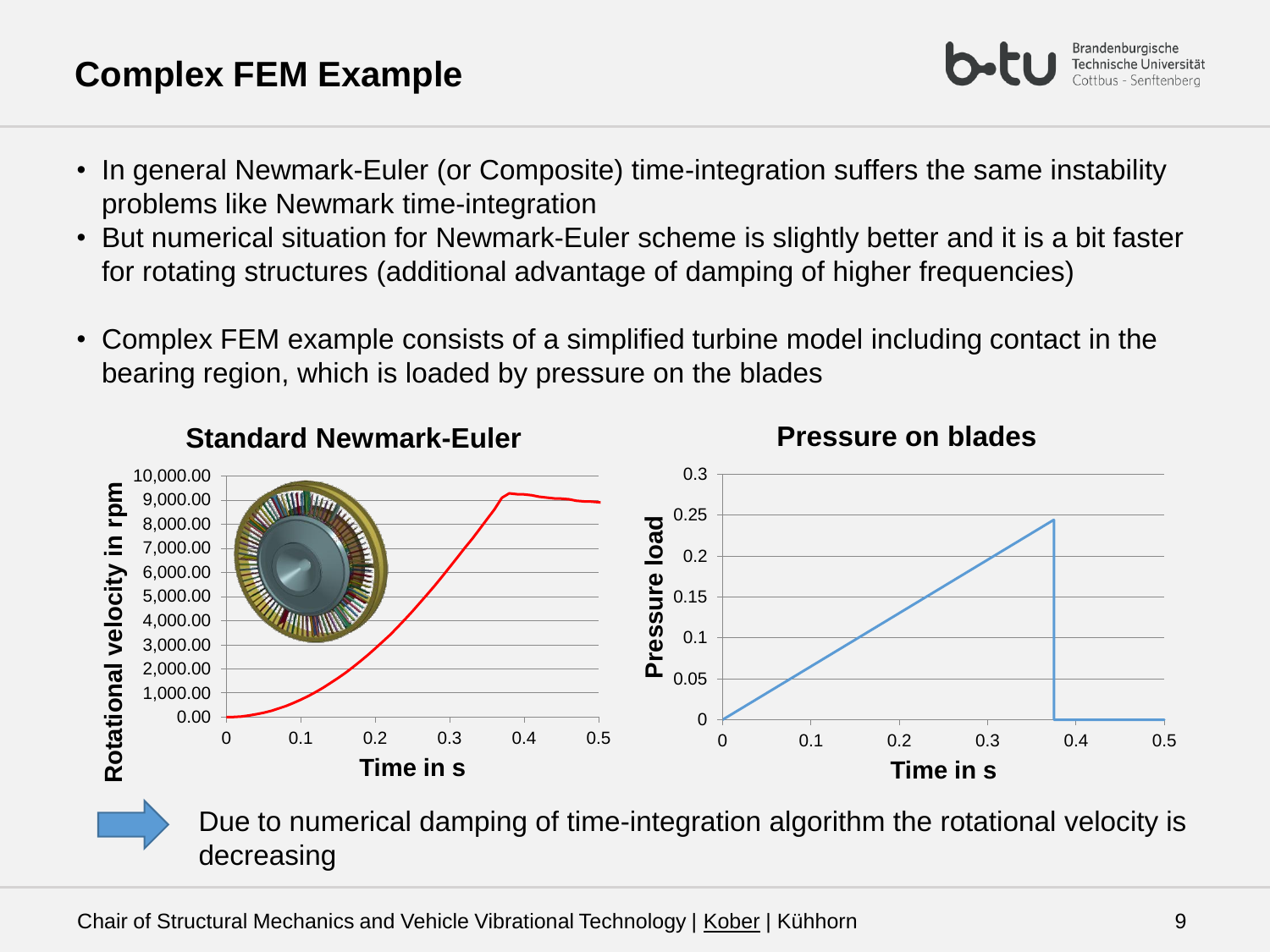# Complex FEM Example

- In general Newmark-Euler (or Composite) time-integration suffers the same instability problems like Newmark time-integration
- But numerical situation for Newmark-Euler scheme is slightly better and it is a bit faster for rotating structures (additional advantage of damping of higher frequencies)

- Complex FEM example consists of a simplified turbine model including contact in the bearing region, which is loaded by pressure on the blades

**Standard Newmark-Euler**

**Pressure on blades**

Due to numerical damping of time-integration algorithm the rotational velocity is decreasing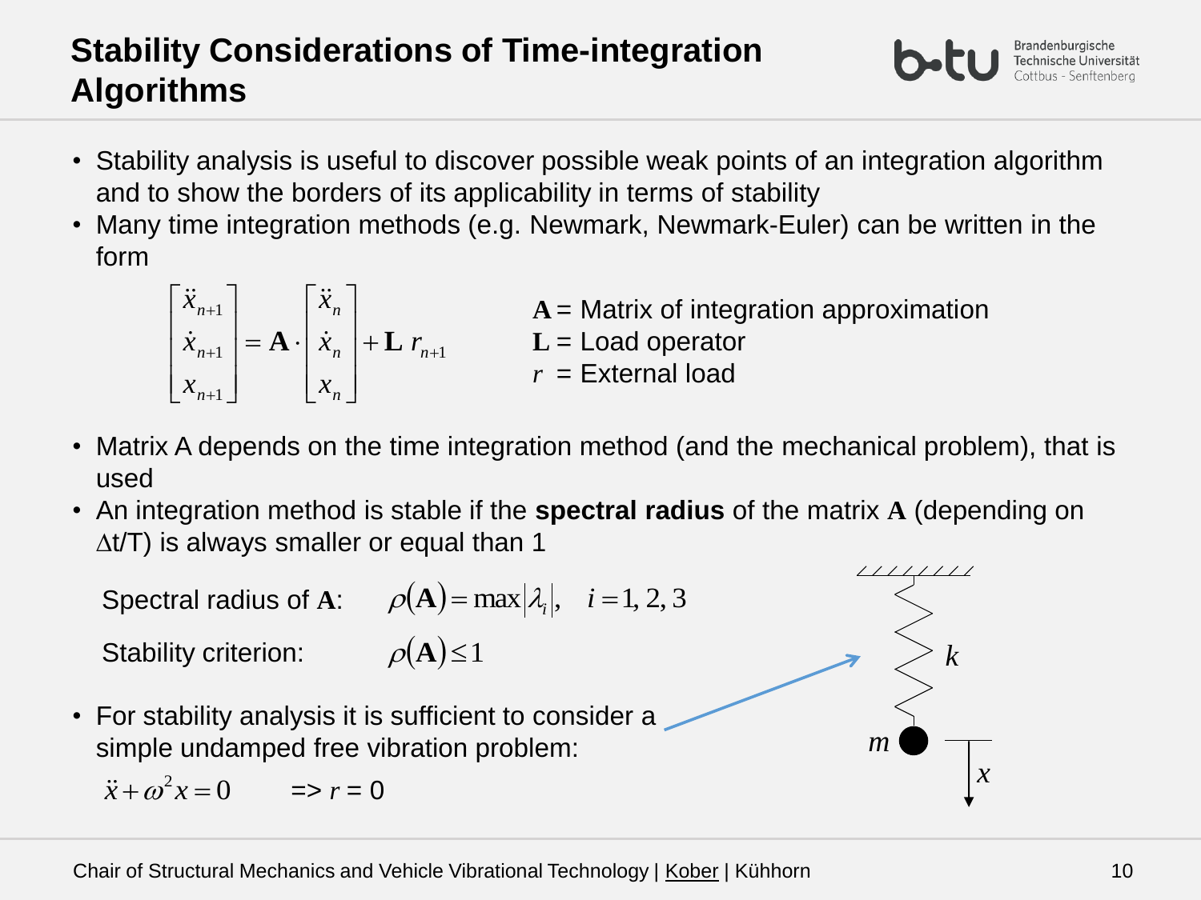# Stability Considerations of Time-integration Algorithms

- Stability analysis is useful to discover possible weak points of an integration algorithm and to show the borders of its applicability in terms of stability
- Many time integration methods (e.g. Newmark, Newmark-Euler) can be written in the form

$$\begin{bmatrix} \ddot{x}_{n+1} \\ \dot{x}_{n+1} \\ x_{n+1} \end{bmatrix} = \mathbf{A} \cdot \begin{bmatrix} \ddot{x}_{n} \\ \dot{x}_{n} \\ x_{n} \end{bmatrix} + \mathbf{L}\, r_{n+1}$$

$\mathbf{A}$ = Matrix of integration approximation
$\mathbf{L}$ = Load operator
$r$ = External load

- Matrix A depends on the time integration method (and the mechanical problem), that is used
- An integration method is stable if the **spectral radius** of the matrix $\mathbf{A}$ (depending on $\Delta t/T$) is always smaller or equal than 1

Spectral radius of $\mathbf{A}$: $\rho(\mathbf{A}) = \max|\lambda_i|, \quad i = 1, 2, 3$

Stability criterion: $\rho(\mathbf{A}) \leq 1$

- For stability analysis it is sufficient to consider a simple undamped free vibration problem:

$\ddot{x} + \omega^2 x = 0 \qquad \Rightarrow r = 0$

$k$ $m$ $x$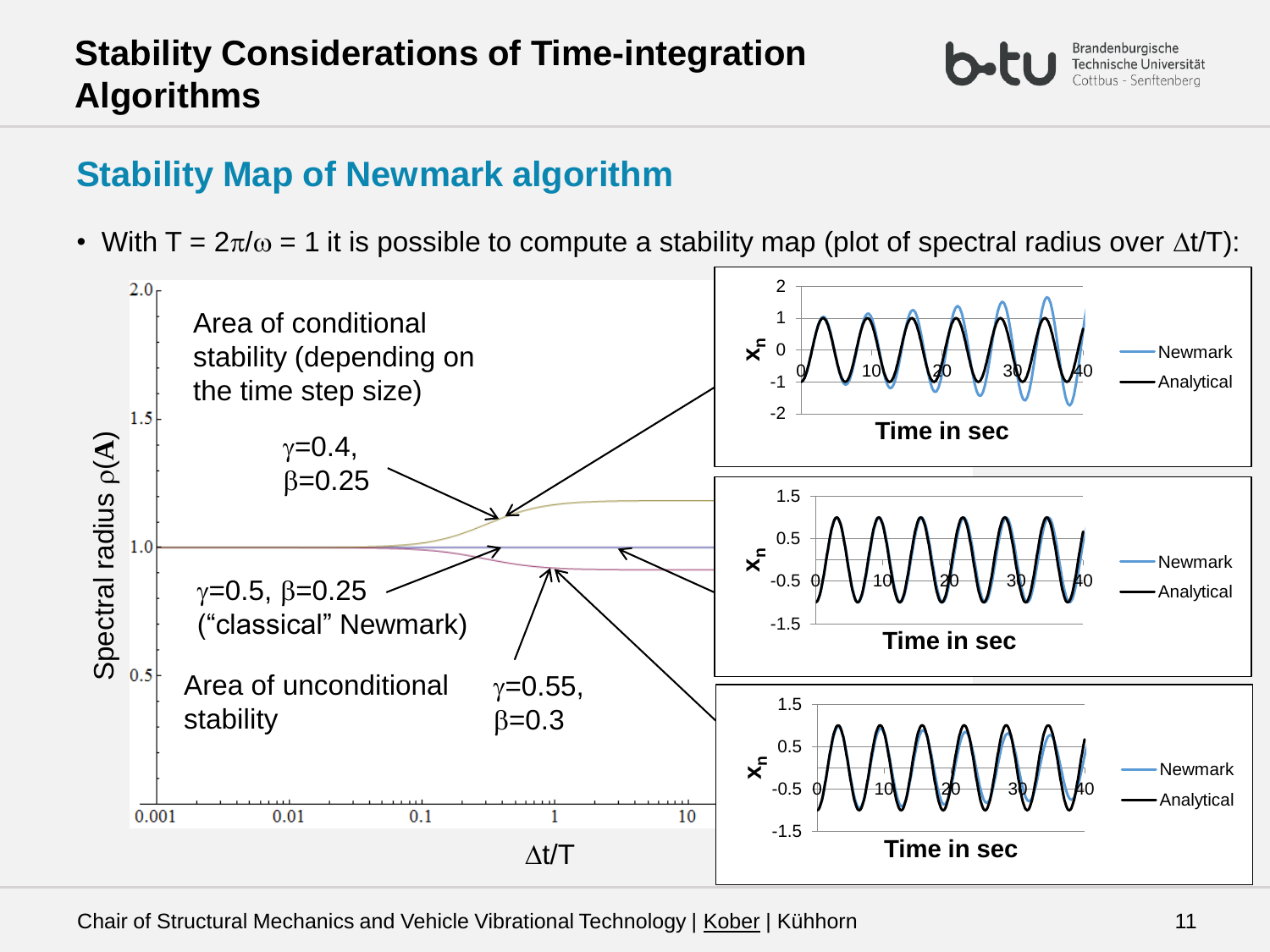# Stability Considerations of Time-integration Algorithms

## Stability Map of Newmark algorithm

- With $T = 2\pi/\omega = 1$ it is possible to compute a stability map (plot of spectral radius over $\Delta t/T$):

Area of conditional stability (depending on the time step size)

$\gamma=0.4$, $\beta=0.25$

$\gamma=0.5$, $\beta=0.25$ ("classical" Newmark)

Area of unconditional stability

$\gamma=0.55$, $\beta=0.3$

Spectral radius $\rho(\mathbf{A})$

$\Delta t/T$

Time in sec

Newmark

Analytical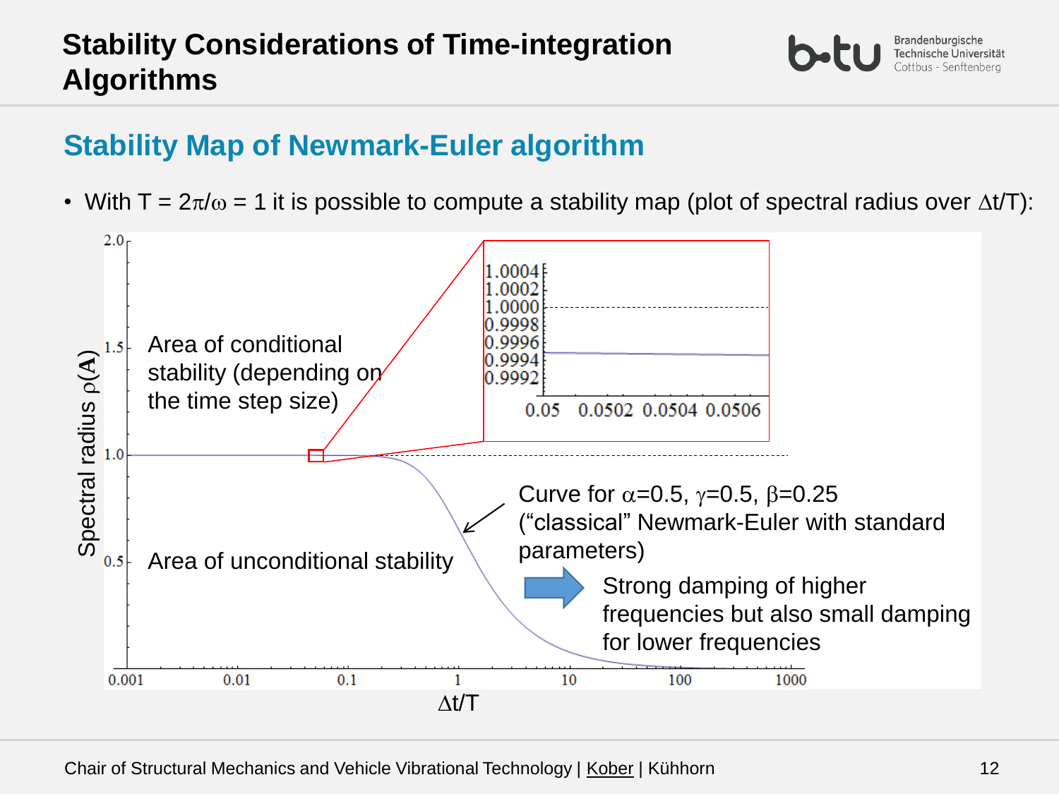# Stability Considerations of Time-integration Algorithms

## Stability Map of Newmark-Euler algorithm

- With $T = 2\pi/\omega = 1$ it is possible to compute a stability map (plot of spectral radius over $\Delta t/T$):

Area of conditional stability (depending on the time step size)

Area of unconditional stability

Curve for $\alpha$=0.5, $\gamma$=0.5, $\beta$=0.25 ("classical" Newmark-Euler with standard parameters)

➡ Strong damping of higher frequencies but also small damping for lower frequencies

Spectral radius $\rho(\mathbf{A})$ over $\Delta t/T$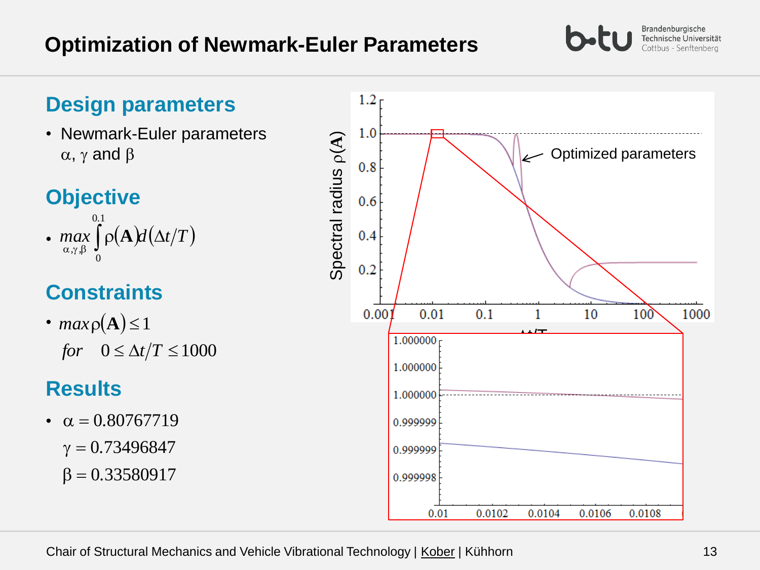# Optimization of Newmark-Euler Parameters

## Design parameters

- Newmark-Euler parameters $\alpha$, $\gamma$ and $\beta$

## Objective

- $\max\limits_{\alpha,\gamma,\beta} \int\limits_0^{0.1} \rho(\mathbf{A}) d(\Delta t/T)$

## Constraints

- $\max \rho(\mathbf{A}) \leq 1$

  $for \quad 0 \leq \Delta t/T \leq 1000$

## Results

- $\alpha = 0.80767719$

  $\gamma = 0.73496847$

  $\beta = 0.33580917$

Chair of Structural Mechanics and Vehicle Vibrational Technology | Kober | Kühhorn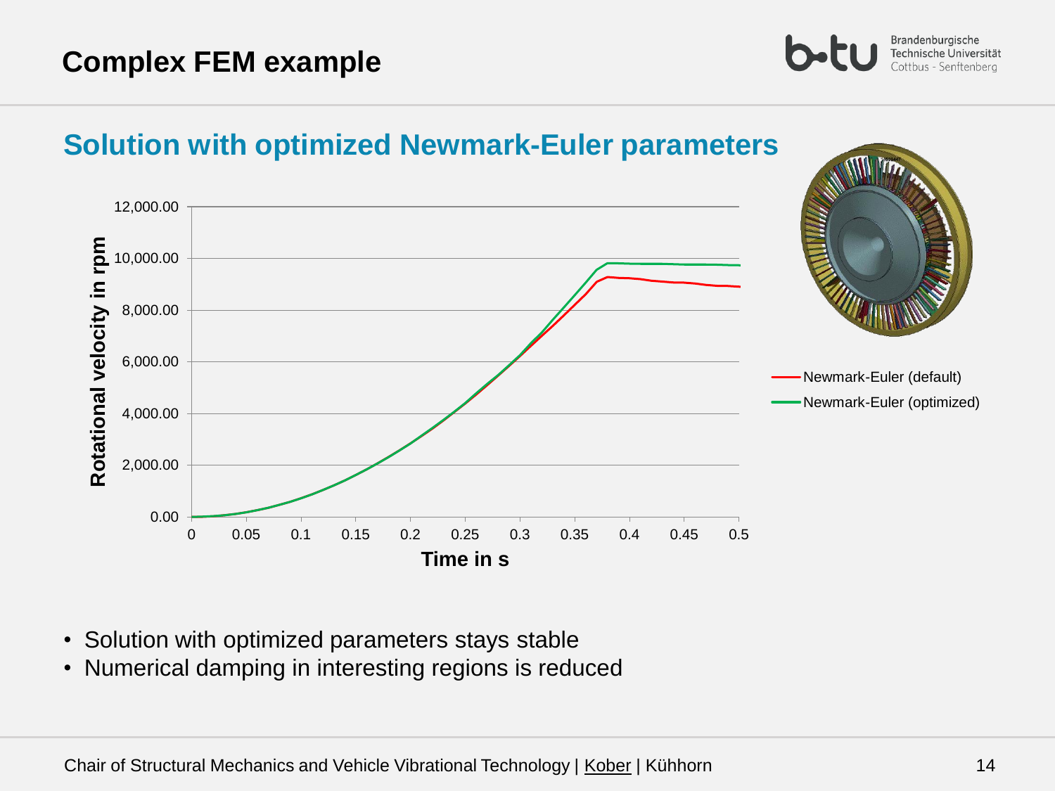# Complex FEM example

## Solution with optimized Newmark-Euler parameters

- Solution with optimized parameters stays stable
- Numerical damping in interesting regions is reduced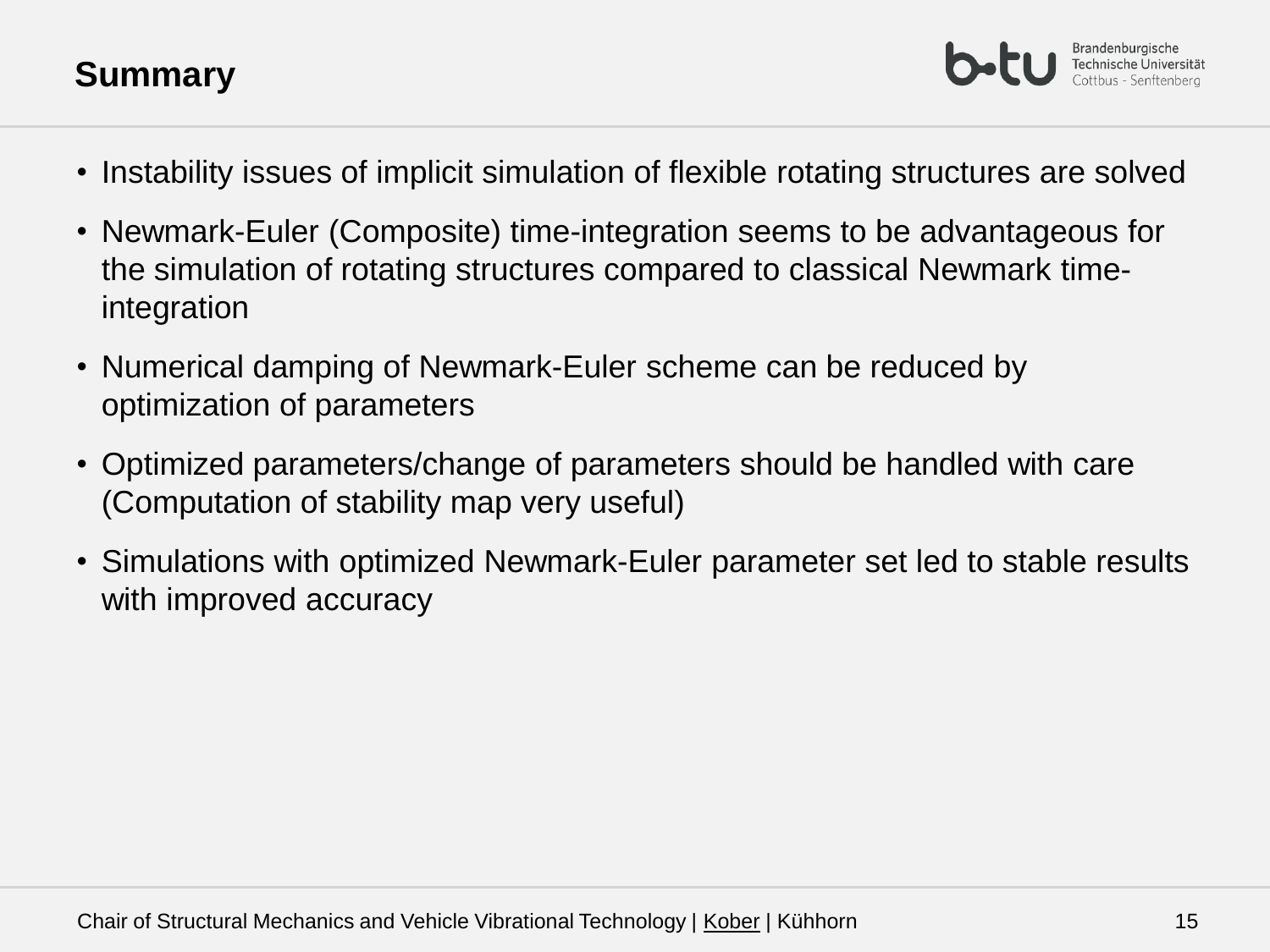# Summary

- Instability issues of implicit simulation of flexible rotating structures are solved
- Newmark-Euler (Composite) time-integration seems to be advantageous for the simulation of rotating structures compared to classical Newmark time-integration
- Numerical damping of Newmark-Euler scheme can be reduced by optimization of parameters
- Optimized parameters/change of parameters should be handled with care (Computation of stability map very useful)
- Simulations with optimized Newmark-Euler parameter set led to stable results with improved accuracy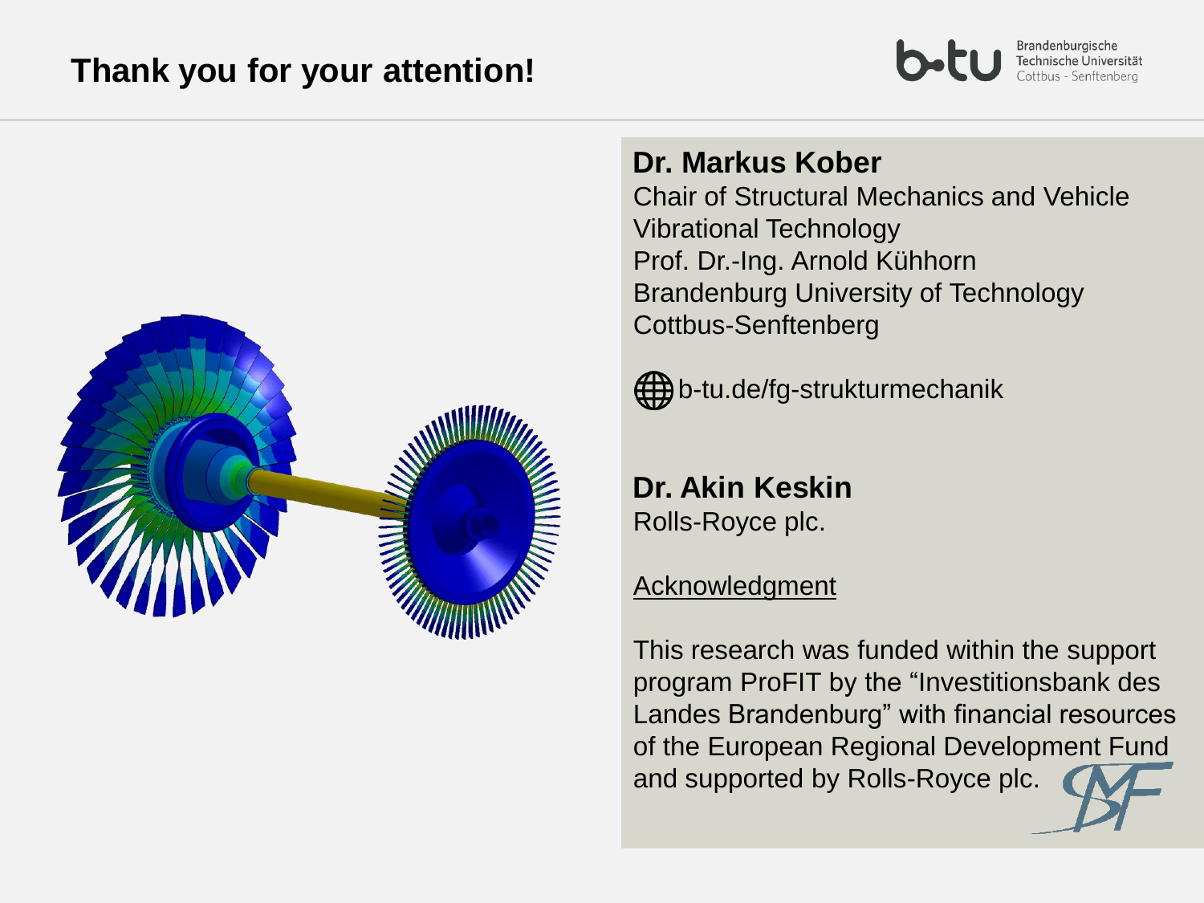# Thank you for your attention!

**Dr. Markus Kober**
Chair of Structural Mechanics and Vehicle Vibrational Technology
Prof. Dr.-Ing. Arnold Kühhorn
Brandenburg University of Technology Cottbus-Senftenberg

b-tu.de/fg-strukturmechanik

**Dr. Akin Keskin**
Rolls-Royce plc.

Acknowledgment

This research was funded within the support program ProFIT by the "Investitionsbank des Landes Brandenburg" with financial resources of the European Regional Development Fund and supported by Rolls-Royce plc.